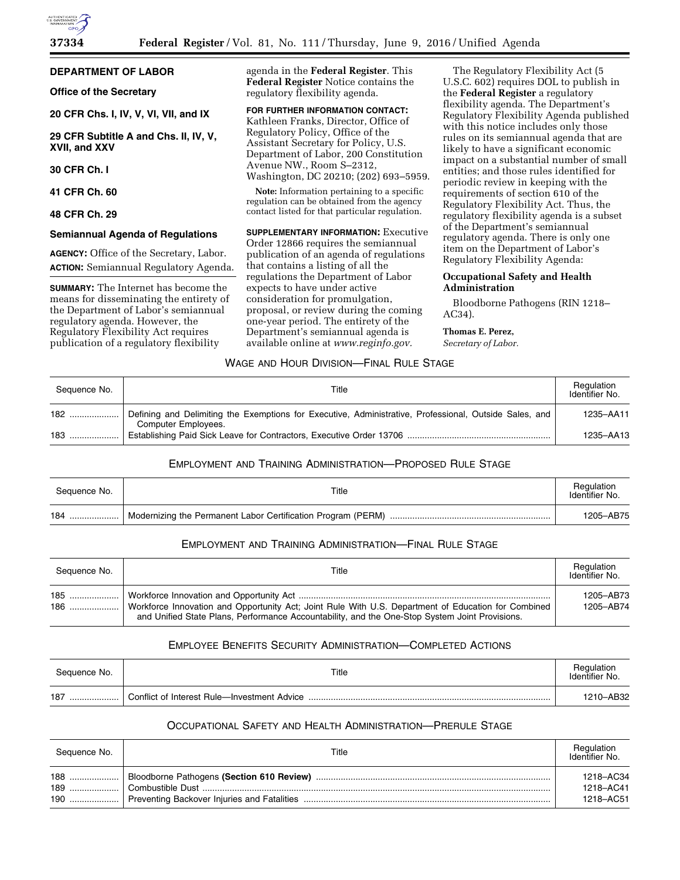## DEPARTMENT OF LABOR

### Office of the Secretary

### 20 CFR Chs. I, IV, V, VI, VII, and IX

### 29 CFR Subtitle A and Chs. II, IV, V, XVII, and XXV

### 30 CFR Ch. I

### 41 CFR Ch. 60

### 48 CFR Ch. 29

### Semiannual Agenda of Regulations

**AGENCY:** Office of the Secretary, Labor.

**ACTION:** Semiannual Regulatory Agenda.

**SUMMARY:** The Internet has become the means for disseminating the entirety of the Department of Labor's semiannual regulatory agenda. However, the Regulatory Flexibility Act requires publication of a regulatory flexibility agenda in the **Federal Register**. This **Federal Register** Notice contains the regulatory flexibility agenda.

**FOR FURTHER INFORMATION CONTACT:** Kathleen Franks, Director, Office of Regulatory Policy, Office of the Assistant Secretary for Policy, U.S. Department of Labor, 200 Constitution Avenue NW., Room S–2312, Washington, DC 20210; (202) 693–5959.

**Note:** Information pertaining to a specific regulation can be obtained from the agency contact listed for that particular regulation.

**SUPPLEMENTARY INFORMATION:** Executive Order 12866 requires the semiannual publication of an agenda of regulations that contains a listing of all the regulations the Department of Labor expects to have under active consideration for promulgation, proposal, or review during the coming one-year period. The entirety of the Department's semiannual agenda is available online at *www.reginfo.gov.*

The Regulatory Flexibility Act (5 U.S.C. 602) requires DOL to publish in the **Federal Register** a regulatory flexibility agenda. The Department's Regulatory Flexibility Agenda published with this notice includes only those rules on its semiannual agenda that are likely to have a significant economic impact on a substantial number of small entities; and those rules identified for periodic review in keeping with the requirements of section 610 of the Regulatory Flexibility Act. Thus, the regulatory flexibility agenda is a subset of the Department's semiannual regulatory agenda. There is only one item on the Department of Labor's Regulatory Flexibility Agenda:

**Occupational Safety and Health Administration**

Bloodborne Pathogens (RIN 1218–AC34).

**Thomas E. Perez,**
*Secretary of Labor.*

### WAGE AND HOUR DIVISION—FINAL RULE STAGE

| Sequence No. | Title | Regulation Identifier No. |
|---|---|---|
| 182 | Defining and Delimiting the Exemptions for Executive, Administrative, Professional, Outside Sales, and Computer Employees. | 1235–AA11 |
| 183 | Establishing Paid Sick Leave for Contractors, Executive Order 13706 | 1235–AA13 |

### EMPLOYMENT AND TRAINING ADMINISTRATION—PROPOSED RULE STAGE

| Sequence No. | Title | Regulation Identifier No. |
|---|---|---|
| 184 | Modernizing the Permanent Labor Certification Program (PERM) | 1205–AB75 |

### EMPLOYMENT AND TRAINING ADMINISTRATION—FINAL RULE STAGE

| Sequence No. | Title | Regulation Identifier No. |
|---|---|---|
| 185 | Workforce Innovation and Opportunity Act | 1205–AB73 |
| 186 | Workforce Innovation and Opportunity Act; Joint Rule With U.S. Department of Education for Combined and Unified State Plans, Performance Accountability, and the One-Stop System Joint Provisions. | 1205–AB74 |

### EMPLOYEE BENEFITS SECURITY ADMINISTRATION—COMPLETED ACTIONS

| Sequence No. | Title | Regulation Identifier No. |
|---|---|---|
| 187 | Conflict of Interest Rule—Investment Advice | 1210–AB32 |

### OCCUPATIONAL SAFETY AND HEALTH ADMINISTRATION—PRERULE STAGE

| Sequence No. | Title | Regulation Identifier No. |
|---|---|---|
| 188 | Bloodborne Pathogens **(Section 610 Review)** | 1218–AC34 |
| 189 | Combustible Dust | 1218–AC41 |
| 190 | Preventing Backover Injuries and Fatalities | 1218–AC51 |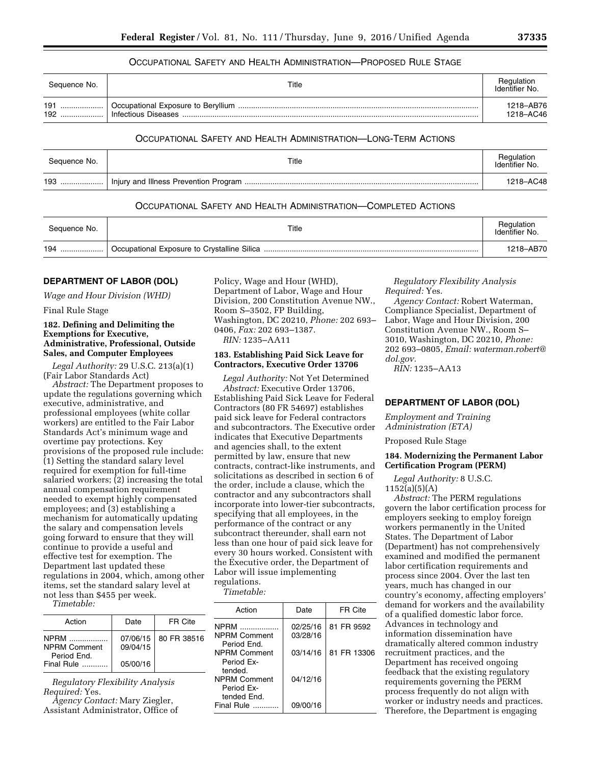## Occupational Safety and Health Administration—Proposed Rule Stage

| Sequence No. | Title | Regulation Identifier No. |
|---|---|---|
| 191 | Occupational Exposure to Beryllium | 1218–AB76 |
| 192 | Infectious Diseases | 1218–AC46 |

## Occupational Safety and Health Administration—Long-Term Actions

| Sequence No. | Title | Regulation Identifier No. |
|---|---|---|
| 193 | Injury and Illness Prevention Program | 1218–AC48 |

## Occupational Safety and Health Administration—Completed Actions

| Sequence No. | Title | Regulation Identifier No. |
|---|---|---|
| 194 | Occupational Exposure to Crystalline Silica | 1218–AB70 |

## DEPARTMENT OF LABOR (DOL)

*Wage and Hour Division (WHD)*

Final Rule Stage

### 182. Defining and Delimiting the Exemptions for Executive, Administrative, Professional, Outside Sales, and Computer Employees

*Legal Authority:* 29 U.S.C. 213(a)(1) (Fair Labor Standards Act)

*Abstract:* The Department proposes to update the regulations governing which executive, administrative, and professional employees (white collar workers) are entitled to the Fair Labor Standards Act's minimum wage and overtime pay protections. Key provisions of the proposed rule include: (1) Setting the standard salary level required for exemption for full-time salaried workers; (2) increasing the total annual compensation requirement needed to exempt highly compensated employees; and (3) establishing a mechanism for automatically updating the salary and compensation levels going forward to ensure that they will continue to provide a useful and effective test for exemption. The Department last updated these regulations in 2004, which, among other items, set the standard salary level at not less than $455 per week.

*Timetable:*

| Action | Date | FR Cite |
|---|---|---|
| NPRM | 07/06/15 | 80 FR 38516 |
| NPRM Comment Period End. | 09/04/15 | |
| Final Rule | 05/00/16 | |

*Regulatory Flexibility Analysis Required:* Yes.

*Agency Contact:* Mary Ziegler, Assistant Administrator, Office of Policy, Wage and Hour (WHD), Department of Labor, Wage and Hour Division, 200 Constitution Avenue NW., Room S–3502, FP Building, Washington, DC 20210, *Phone:* 202 693–0406, *Fax:* 202 693–1387.

*RIN:* 1235–AA11

### 183. Establishing Paid Sick Leave for Contractors, Executive Order 13706

*Legal Authority:* Not Yet Determined

*Abstract:* Executive Order 13706, Establishing Paid Sick Leave for Federal Contractors (80 FR 54697) establishes paid sick leave for Federal contractors and subcontractors. The Executive order indicates that Executive Departments and agencies shall, to the extent permitted by law, ensure that new contracts, contract-like instruments, and solicitations as described in section 6 of the order, include a clause, which the contractor and any subcontractors shall incorporate into lower-tier subcontracts, specifying that all employees, in the performance of the contract or any subcontract thereunder, shall earn not less than one hour of paid sick leave for every 30 hours worked. Consistent with the Executive order, the Department of Labor will issue implementing regulations.

*Timetable:*

| Action | Date | FR Cite |
|---|---|---|
| NPRM | 02/25/16 | 81 FR 9592 |
| NPRM Comment Period End. | 03/28/16 | |
| NPRM Comment Period Extended. | 03/14/16 | 81 FR 13306 |
| NPRM Comment Period Extended End. | 04/12/16 | |
| Final Rule | 09/00/16 | |

*Regulatory Flexibility Analysis Required:* Yes.

*Agency Contact:* Robert Waterman, Compliance Specialist, Department of Labor, Wage and Hour Division, 200 Constitution Avenue NW., Room S–3010, Washington, DC 20210, *Phone:* 202 693–0805, *Email: waterman.robert@dol.gov.*

*RIN:* 1235–AA13

## DEPARTMENT OF LABOR (DOL)

*Employment and Training Administration (ETA)*

Proposed Rule Stage

### 184. Modernizing the Permanent Labor Certification Program (PERM)

*Legal Authority:* 8 U.S.C. 1152(a)(5)(A)

*Abstract:* The PERM regulations govern the labor certification process for employers seeking to employ foreign workers permanently in the United States. The Department of Labor (Department) has not comprehensively examined and modified the permanent labor certification requirements and process since 2004. Over the last ten years, much has changed in our country's economy, affecting employers' demand for workers and the availability of a qualified domestic labor force. Advances in technology and information dissemination have dramatically altered common industry recruitment practices, and the Department has received ongoing feedback that the existing regulatory requirements governing the PERM process frequently do not align with worker or industry needs and practices. Therefore, the Department is engaging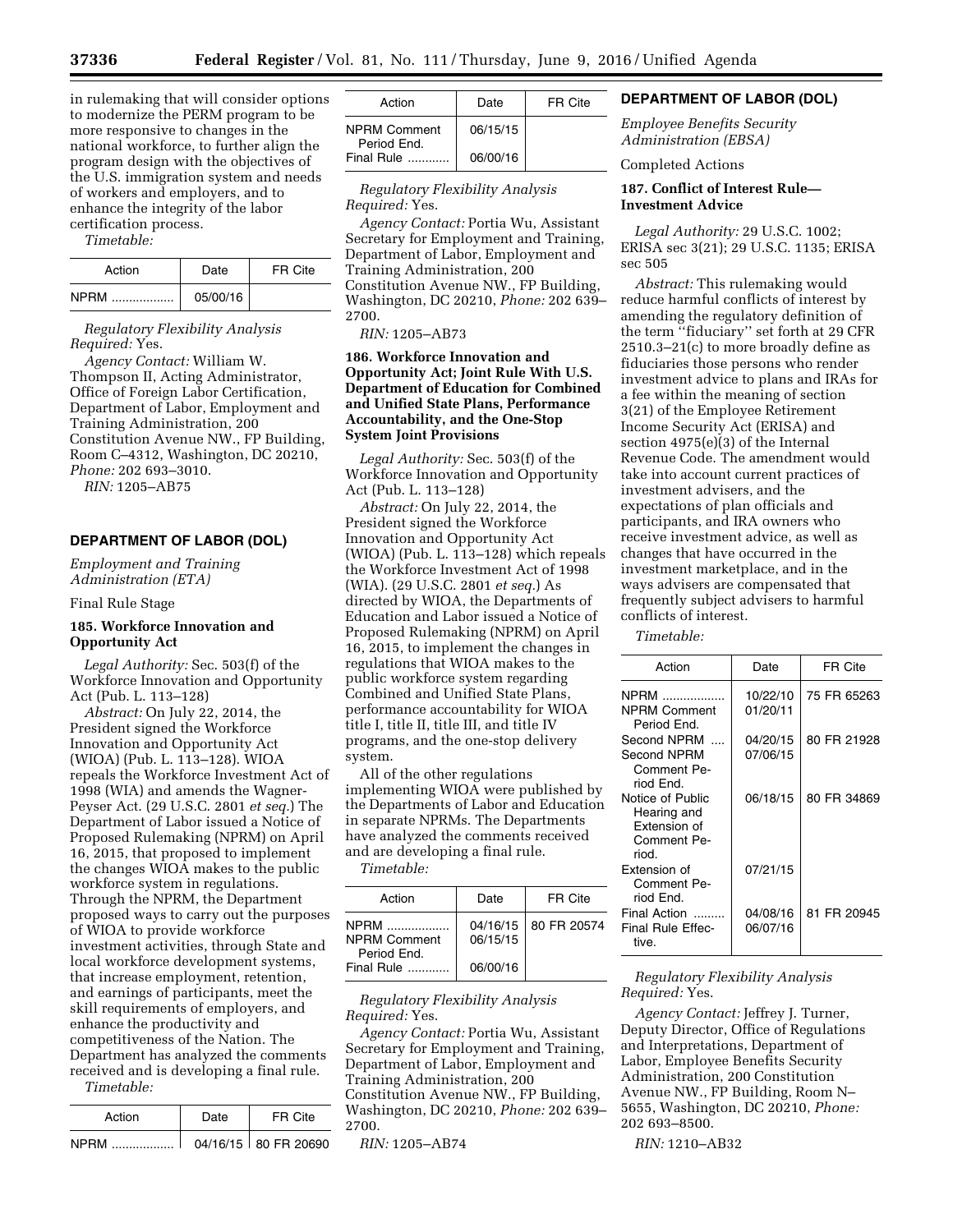in rulemaking that will consider options to modernize the PERM program to be more responsive to changes in the national workforce, to further align the program design with the objectives of the U.S. immigration system and needs of workers and employers, and to enhance the integrity of the labor certification process.

*Timetable:*

| Action | Date | FR Cite |
|---|---|---|
| NPRM .................. | 05/00/16 | |

*Regulatory Flexibility Analysis Required:* Yes.

*Agency Contact:* William W. Thompson II, Acting Administrator, Office of Foreign Labor Certification, Department of Labor, Employment and Training Administration, 200 Constitution Avenue NW., FP Building, Room C–4312, Washington, DC 20210, *Phone:* 202 693–3010.

*RIN:* 1205–AB75

## DEPARTMENT OF LABOR (DOL)

*Employment and Training Administration (ETA)*

Final Rule Stage

### 185. Workforce Innovation and Opportunity Act

*Legal Authority:* Sec. 503(f) of the Workforce Innovation and Opportunity Act (Pub. L. 113–128)

*Abstract:* On July 22, 2014, the President signed the Workforce Innovation and Opportunity Act (WIOA) (Pub. L. 113–128). WIOA repeals the Workforce Investment Act of 1998 (WIA) and amends the Wagner-Peyser Act. (29 U.S.C. 2801 *et seq.*) The Department of Labor issued a Notice of Proposed Rulemaking (NPRM) on April 16, 2015, that proposed to implement the changes WIOA makes to the public workforce system in regulations. Through the NPRM, the Department proposed ways to carry out the purposes of WIOA to provide workforce investment activities, through State and local workforce development systems, that increase employment, retention, and earnings of participants, meet the skill requirements of employers, and enhance the productivity and competitiveness of the Nation. The Department has analyzed the comments received and is developing a final rule.

*Timetable:*

| Action | Date | FR Cite |
|---|---|---|
| NPRM .................. | 04/16/15 | 80 FR 20690 |
| NPRM Comment Period End. | 06/15/15 | |
| Final Rule ............ | 06/00/16 | |

*Regulatory Flexibility Analysis Required:* Yes.

*Agency Contact:* Portia Wu, Assistant Secretary for Employment and Training, Department of Labor, Employment and Training Administration, 200 Constitution Avenue NW., FP Building, Washington, DC 20210, *Phone:* 202 639–2700.

*RIN:* 1205–AB73

### 186. Workforce Innovation and Opportunity Act; Joint Rule With U.S. Department of Education for Combined and Unified State Plans, Performance Accountability, and the One-Stop System Joint Provisions

*Legal Authority:* Sec. 503(f) of the Workforce Innovation and Opportunity Act (Pub. L. 113–128)

*Abstract:* On July 22, 2014, the President signed the Workforce Innovation and Opportunity Act (WIOA) (Pub. L. 113–128) which repeals the Workforce Investment Act of 1998 (WIA). (29 U.S.C. 2801 *et seq.*) As directed by WIOA, the Departments of Education and Labor issued a Notice of Proposed Rulemaking (NPRM) on April 16, 2015, to implement the changes in regulations that WIOA makes to the public workforce system regarding Combined and Unified State Plans, performance accountability for WIOA title I, title II, title III, and title IV programs, and the one-stop delivery system.

All of the other regulations implementing WIOA were published by the Departments of Labor and Education in separate NPRMs. The Departments have analyzed the comments received and are developing a final rule.

*Timetable:*

| Action | Date | FR Cite |
|---|---|---|
| NPRM .................. | 04/16/15 | 80 FR 20574 |
| NPRM Comment Period End. | 06/15/15 | |
| Final Rule ............ | 06/00/16 | |

*Regulatory Flexibility Analysis Required:* Yes.

*Agency Contact:* Portia Wu, Assistant Secretary for Employment and Training, Department of Labor, Employment and Training Administration, 200 Constitution Avenue NW., FP Building, Washington, DC 20210, *Phone:* 202 639–2700.

*RIN:* 1205–AB74

## DEPARTMENT OF LABOR (DOL)

*Employee Benefits Security Administration (EBSA)*

Completed Actions

### 187. Conflict of Interest Rule—Investment Advice

*Legal Authority:* 29 U.S.C. 1002; ERISA sec 3(21); 29 U.S.C. 1135; ERISA sec 505

*Abstract:* This rulemaking would reduce harmful conflicts of interest by amending the regulatory definition of the term ''fiduciary'' set forth at 29 CFR 2510.3–21(c) to more broadly define as fiduciaries those persons who render investment advice to plans and IRAs for a fee within the meaning of section 3(21) of the Employee Retirement Income Security Act (ERISA) and section 4975(e)(3) of the Internal Revenue Code. The amendment would take into account current practices of investment advisers, and the expectations of plan officials and participants, and IRA owners who receive investment advice, as well as changes that have occurred in the investment marketplace, and in the ways advisers are compensated that frequently subject advisers to harmful conflicts of interest.

*Timetable:*

| Action | Date | FR Cite |
|---|---|---|
| NPRM .................. | 10/22/10 | 75 FR 65263 |
| NPRM Comment Period End. | 01/20/11 | |
| Second NPRM .... | 04/20/15 | 80 FR 21928 |
| Second NPRM Comment Period End. | 07/06/15 | |
| Notice of Public Hearing and Extension of Comment Period. | 06/18/15 | 80 FR 34869 |
| Extension of Comment Period End. | 07/21/15 | |
| Final Action ......... | 04/08/16 | 81 FR 20945 |
| Final Rule Effective. | 06/07/16 | |

*Regulatory Flexibility Analysis Required:* Yes.

*Agency Contact:* Jeffrey J. Turner, Deputy Director, Office of Regulations and Interpretations, Department of Labor, Employee Benefits Security Administration, 200 Constitution Avenue NW., FP Building, Room N–5655, Washington, DC 20210, *Phone:* 202 693–8500.

*RIN:* 1210–AB32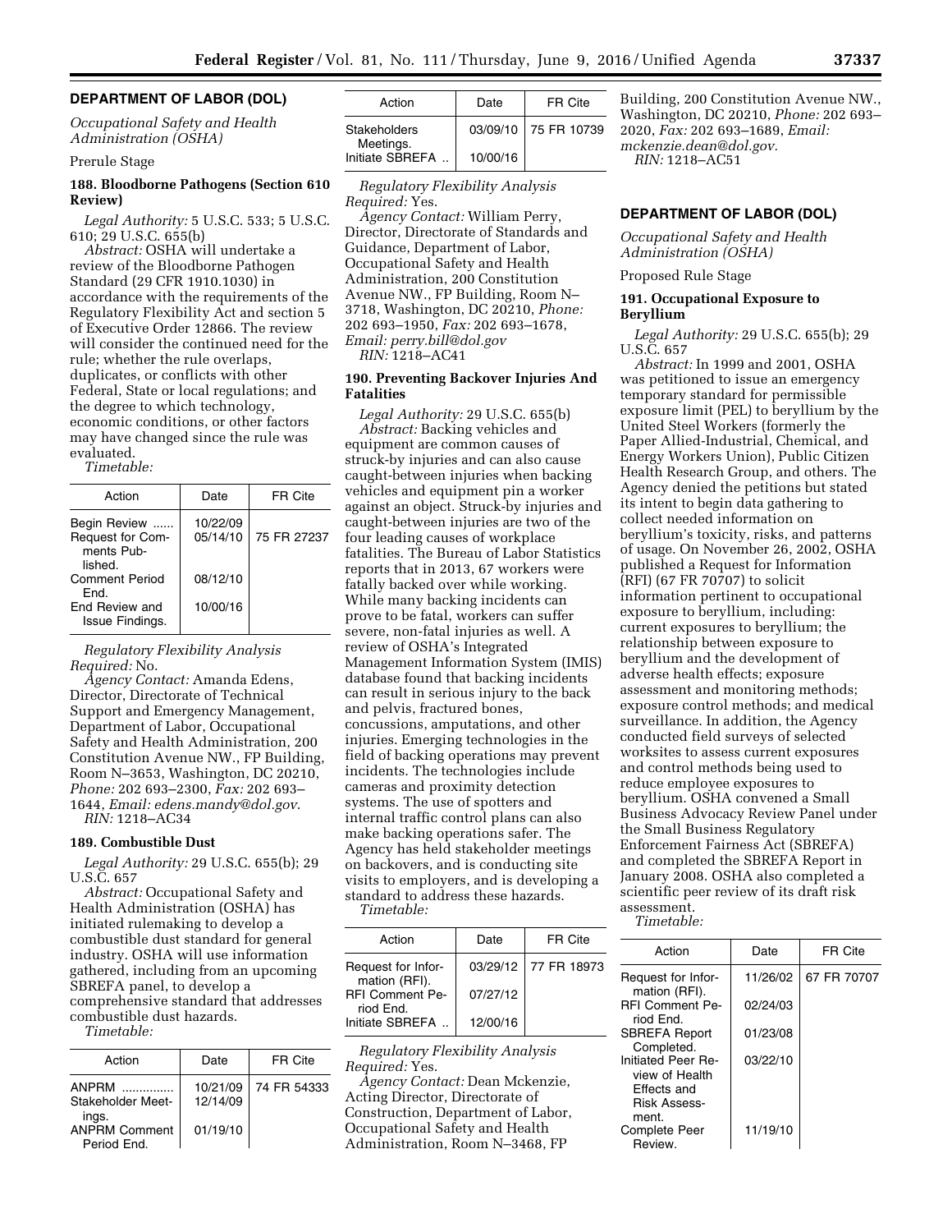## DEPARTMENT OF LABOR (DOL)

*Occupational Safety and Health Administration (OSHA)*

Prerule Stage

### 188. Bloodborne Pathogens (Section 610 Review)

*Legal Authority:* 5 U.S.C. 533; 5 U.S.C. 610; 29 U.S.C. 655(b)

*Abstract:* OSHA will undertake a review of the Bloodborne Pathogen Standard (29 CFR 1910.1030) in accordance with the requirements of the Regulatory Flexibility Act and section 5 of Executive Order 12866. The review will consider the continued need for the rule; whether the rule overlaps, duplicates, or conflicts with other Federal, State or local regulations; and the degree to which technology, economic conditions, or other factors may have changed since the rule was evaluated.

*Timetable:*

| Action | Date | FR Cite |
|---|---|---|
| Begin Review | 10/22/09 | |
| Request for Comments Published. | 05/14/10 | 75 FR 27237 |
| Comment Period End. | 08/12/10 | |
| End Review and Issue Findings. | 10/00/16 | |

*Regulatory Flexibility Analysis Required:* No.

*Agency Contact:* Amanda Edens, Director, Directorate of Technical Support and Emergency Management, Department of Labor, Occupational Safety and Health Administration, 200 Constitution Avenue NW., FP Building, Room N–3653, Washington, DC 20210, *Phone:* 202 693–2300, *Fax:* 202 693–1644, *Email: edens.mandy@dol.gov.*

*RIN:* 1218–AC34

### 189. Combustible Dust

*Legal Authority:* 29 U.S.C. 655(b); 29 U.S.C. 657

*Abstract:* Occupational Safety and Health Administration (OSHA) has initiated rulemaking to develop a combustible dust standard for general industry. OSHA will use information gathered, including from an upcoming SBREFA panel, to develop a comprehensive standard that addresses combustible dust hazards.

*Timetable:*

| Action | Date | FR Cite |
|---|---|---|
| ANPRM | 10/21/09 | 74 FR 54333 |
| Stakeholder Meetings. | 12/14/09 | |
| ANPRM Comment Period End. | 01/19/10 | |
| Stakeholders Meetings. | 03/09/10 | 75 FR 10739 |
| Initiate SBREFA | 10/00/16 | |

*Regulatory Flexibility Analysis Required:* Yes.

*Agency Contact:* William Perry, Director, Directorate of Standards and Guidance, Department of Labor, Occupational Safety and Health Administration, 200 Constitution Avenue NW., FP Building, Room N–3718, Washington, DC 20210, *Phone:* 202 693–1950, *Fax:* 202 693–1678, *Email: perry.bill@dol.gov*

*RIN:* 1218–AC41

### 190. Preventing Backover Injuries And Fatalities

*Legal Authority:* 29 U.S.C. 655(b)

*Abstract:* Backing vehicles and equipment are common causes of struck-by injuries and can also cause caught-between injuries when backing vehicles and equipment pin a worker against an object. Struck-by injuries and caught-between injuries are two of the four leading causes of workplace fatalities. The Bureau of Labor Statistics reports that in 2013, 67 workers were fatally backed over while working. While many backing incidents can prove to be fatal, workers can suffer severe, non-fatal injuries as well. A review of OSHA's Integrated Management Information System (IMIS) database found that backing incidents can result in serious injury to the back and pelvis, fractured bones, concussions, amputations, and other injuries. Emerging technologies in the field of backing operations may prevent incidents. The technologies include cameras and proximity detection systems. The use of spotters and internal traffic control plans can also make backing operations safer. The Agency has held stakeholder meetings on backovers, and is conducting site visits to employers, and is developing a standard to address these hazards.

*Timetable:*

| Action | Date | FR Cite |
|---|---|---|
| Request for Information (RFI). | 03/29/12 | 77 FR 18973 |
| RFI Comment Period End. | 07/27/12 | |
| Initiate SBREFA | 12/00/16 | |

*Regulatory Flexibility Analysis Required:* Yes.

*Agency Contact:* Dean Mckenzie, Acting Director, Directorate of Construction, Department of Labor, Occupational Safety and Health Administration, Room N–3468, FP Building, 200 Constitution Avenue NW., Washington, DC 20210, *Phone:* 202 693–2020, *Fax:* 202 693–1689, *Email: mckenzie.dean@dol.gov.*

*RIN:* 1218–AC51

## DEPARTMENT OF LABOR (DOL)

*Occupational Safety and Health Administration (OSHA)*

Proposed Rule Stage

### 191. Occupational Exposure to Beryllium

*Legal Authority:* 29 U.S.C. 655(b); 29 U.S.C. 657

*Abstract:* In 1999 and 2001, OSHA was petitioned to issue an emergency temporary standard for permissible exposure limit (PEL) to beryllium by the United Steel Workers (formerly the Paper Allied-Industrial, Chemical, and Energy Workers Union), Public Citizen Health Research Group, and others. The Agency denied the petitions but stated its intent to begin data gathering to collect needed information on beryllium's toxicity, risks, and patterns of usage. On November 26, 2002, OSHA published a Request for Information (RFI) (67 FR 70707) to solicit information pertinent to occupational exposure to beryllium, including: current exposures to beryllium; the relationship between exposure to beryllium and the development of adverse health effects; exposure assessment and monitoring methods; exposure control methods; and medical surveillance. In addition, the Agency conducted field surveys of selected worksites to assess current exposures and control methods being used to reduce employee exposures to beryllium. OSHA convened a Small Business Advocacy Review Panel under the Small Business Regulatory Enforcement Fairness Act (SBREFA) and completed the SBREFA Report in January 2008. OSHA also completed a scientific peer review of its draft risk assessment.

*Timetable:*

| Action | Date | FR Cite |
|---|---|---|
| Request for Information (RFI). | 11/26/02 | 67 FR 70707 |
| RFI Comment Period End. | 02/24/03 | |
| SBREFA Report Completed. | 01/23/08 | |
| Initiated Peer Review of Health Effects and Risk Assessment. | 03/22/10 | |
| Complete Peer Review. | 11/19/10 | |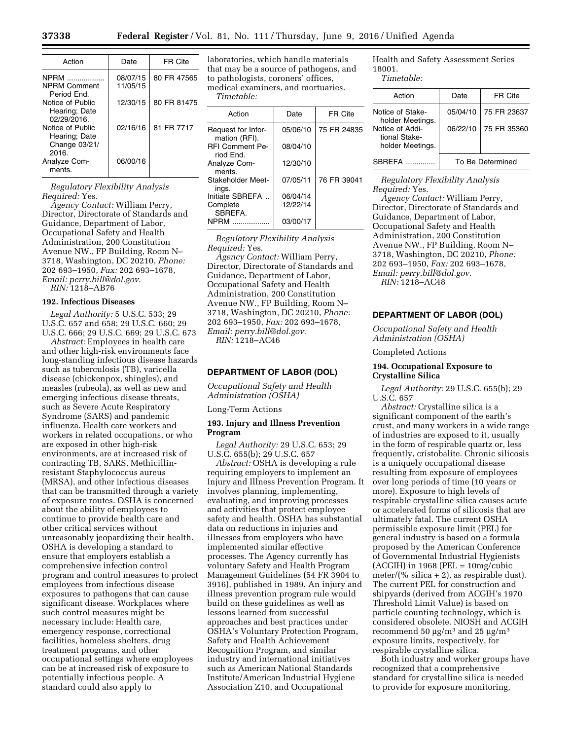| Action | Date | FR Cite |
|---|---|---|
| NPRM | 08/07/15 | 80 FR 47565 |
| NPRM Comment Period End. | 11/05/15 | |
| Notice of Public Hearing; Date 02/29/2016. | 12/30/15 | 80 FR 81475 |
| Notice of Public Hearing; Date Change 03/21/2016. | 02/16/16 | 81 FR 7717 |
| Analyze Comments. | 06/00/16 | |

*Regulatory Flexibility Analysis Required:* Yes.

*Agency Contact:* William Perry, Director, Directorate of Standards and Guidance, Department of Labor, Occupational Safety and Health Administration, 200 Constitution Avenue NW., FP Building, Room N–3718, Washington, DC 20210, *Phone:* 202 693–1950, *Fax:* 202 693–1678, *Email: perry.bill@dol.gov*.

*RIN:* 1218–AB76

### 192. Infectious Diseases

*Legal Authority:* 5 U.S.C. 533; 29 U.S.C. 657 and 658; 29 U.S.C. 660; 29 U.S.C. 666; 29 U.S.C. 669; 29 U.S.C. 673

*Abstract:* Employees in health care and other high-risk environments face long-standing infectious disease hazards such as tuberculosis (TB), varicella disease (chickenpox, shingles), and measles (rubeola), as well as new and emerging infectious disease threats, such as Severe Acute Respiratory Syndrome (SARS) and pandemic influenza. Health care workers and workers in related occupations, or who are exposed in other high-risk environments, are at increased risk of contracting TB, SARS, Methicillin-resistant Staphylococcus aureus (MRSA), and other infectious diseases that can be transmitted through a variety of exposure routes. OSHA is concerned about the ability of employees to continue to provide health care and other critical services without unreasonably jeopardizing their health. OSHA is developing a standard to ensure that employers establish a comprehensive infection control program and control measures to protect employees from infectious disease exposures to pathogens that can cause significant disease. Workplaces where such control measures might be necessary include: Health care, emergency response, correctional facilities, homeless shelters, drug treatment programs, and other occupational settings where employees can be at increased risk of exposure to potentially infectious people. A standard could also apply to laboratories, which handle materials that may be a source of pathogens, and to pathologists, coroners' offices, medical examiners, and mortuaries.

*Timetable:*

| Action | Date | FR Cite |
|---|---|---|
| Request for Information (RFI). | 05/06/10 | 75 FR 24835 |
| RFI Comment Period End. | 08/04/10 | |
| Analyze Comments. | 12/30/10 | |
| Stakeholder Meetings. | 07/05/11 | 76 FR 39041 |
| Initiate SBREFA .. | 06/04/14 | |
| Complete SBREFA. | 12/22/14 | |
| NPRM | 03/00/17 | |

*Regulatory Flexibility Analysis Required:* Yes.

*Agency Contact:* William Perry, Director, Directorate of Standards and Guidance, Department of Labor, Occupational Safety and Health Administration, 200 Constitution Avenue NW., FP Building, Room N–3718, Washington, DC 20210, *Phone:* 202 693–1950, *Fax:* 202 693–1678, *Email: perry.bill@dol.gov*.

*RIN:* 1218–AC46

## DEPARTMENT OF LABOR (DOL)

*Occupational Safety and Health Administration (OSHA)*

Long-Term Actions

### 193. Injury and Illness Prevention Program

*Legal Authority:* 29 U.S.C. 653; 29 U.S.C. 655(b); 29 U.S.C. 657

*Abstract:* OSHA is developing a rule requiring employers to implement an Injury and Illness Prevention Program. It involves planning, implementing, evaluating, and improving processes and activities that protect employee safety and health. OSHA has substantial data on reductions in injuries and illnesses from employers who have implemented similar effective processes. The Agency currently has voluntary Safety and Health Program Management Guidelines (54 FR 3904 to 3916), published in 1989. An injury and illness prevention program rule would build on these guidelines as well as lessons learned from successful approaches and best practices under OSHA's Voluntary Protection Program, Safety and Health Achievement Recognition Program, and similar industry and international initiatives such as American National Standards Institute/American Industrial Hygiene Association Z10, and Occupational Health and Safety Assessment Series 18001.

*Timetable:*

| Action | Date | FR Cite |
|---|---|---|
| Notice of Stakeholder Meetings. | 05/04/10 | 75 FR 23637 |
| Notice of Additional Stakeholder Meetings. | 06/22/10 | 75 FR 35360 |
| SBREFA | To Be Determined | |

*Regulatory Flexibility Analysis Required:* Yes.

*Agency Contact:* William Perry, Director, Directorate of Standards and Guidance, Department of Labor, Occupational Safety and Health Administration, 200 Constitution Avenue NW., FP Building, Room N–3718, Washington, DC 20210, *Phone:* 202 693–1950, *Fax:* 202 693–1678, *Email: perry.bill@dol.gov*.

*RIN:* 1218–AC48

## DEPARTMENT OF LABOR (DOL)

*Occupational Safety and Health Administration (OSHA)*

Completed Actions

### 194. Occupational Exposure to Crystalline Silica

*Legal Authority:* 29 U.S.C. 655(b); 29 U.S.C. 657

*Abstract:* Crystalline silica is a significant component of the earth's crust, and many workers in a wide range of industries are exposed to it, usually in the form of respirable quartz or, less frequently, cristobalite. Chronic silicosis is a uniquely occupational disease resulting from exposure of employees over long periods of time (10 years or more). Exposure to high levels of respirable crystalline silica causes acute or accelerated forms of silicosis that are ultimately fatal. The current OSHA permissible exposure limit (PEL) for general industry is based on a formula proposed by the American Conference of Governmental Industrial Hygienists (ACGIH) in 1968 (PEL = 10mg/cubic meter/(% silica + 2), as respirable dust). The current PEL for construction and shipyards (derived from ACGIH's 1970 Threshold Limit Value) is based on particle counting technology, which is considered obsolete. NIOSH and ACGIH recommend 50 $\mu g/m^3$ and 25 $\mu g/m^3$ exposure limits, respectively, for respirable crystalline silica.

Both industry and worker groups have recognized that a comprehensive standard for crystalline silica is needed to provide for exposure monitoring,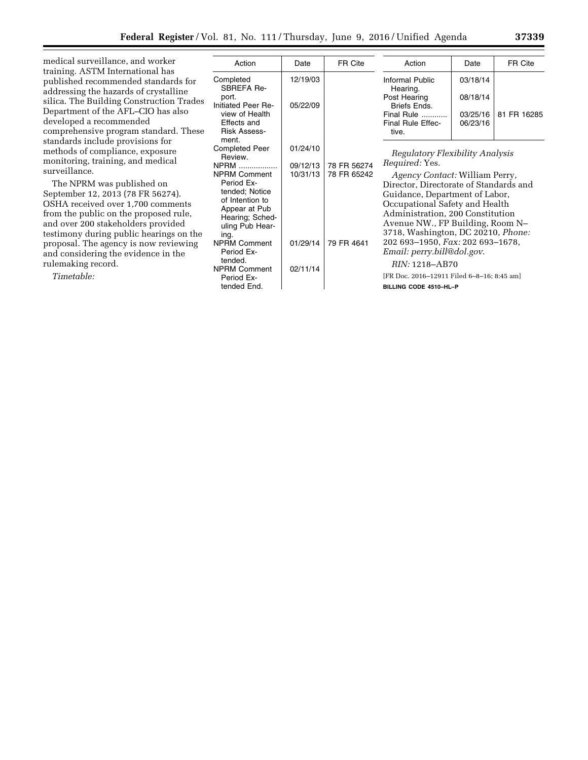medical surveillance, and worker training. ASTM International has published recommended standards for addressing the hazards of crystalline silica. The Building Construction Trades Department of the AFL–CIO has also developed a recommended comprehensive program standard. These standards include provisions for methods of compliance, exposure monitoring, training, and medical surveillance.

The NPRM was published on September 12, 2013 (78 FR 56274). OSHA received over 1,700 comments from the public on the proposed rule, and over 200 stakeholders provided testimony during public hearings on the proposal. The agency is now reviewing and considering the evidence in the rulemaking record.

*Timetable:*

| Action | Date | FR Cite |
|---|---|---|
| Completed SBREFA Report. | 12/19/03 | |
| Initiated Peer Review of Health Effects and Risk Assessment. | 05/22/09 | |
| Completed Peer Review. | 01/24/10 | |
| NPRM .................. | 09/12/13 | 78 FR 56274 |
| NPRM Comment Period Extended; Notice of Intention to Appear at Pub Hearing; Scheduling Pub Hearing. | 10/31/13 | 78 FR 65242 |
| NPRM Comment Period Extended. | 01/29/14 | 79 FR 4641 |
| NPRM Comment Period Extended End. | 02/11/14 | |
| Informal Public Hearing. | 03/18/14 | |
| Post Hearing Briefs Ends. | 08/18/14 | |
| Final Rule ............ | 03/25/16 | 81 FR 16285 |
| Final Rule Effective. | 06/23/16 | |

*Regulatory Flexibility Analysis Required:* Yes.

*Agency Contact:* William Perry, Director, Directorate of Standards and Guidance, Department of Labor, Occupational Safety and Health Administration, 200 Constitution Avenue NW., FP Building, Room N–3718, Washington, DC 20210, *Phone:* 202 693–1950, *Fax:* 202 693–1678, *Email: perry.bill@dol.gov*.

*RIN:* 1218–AB70

[FR Doc. 2016–12911 Filed 6–8–16; 8:45 am]

**BILLING CODE 4510–HL–P**